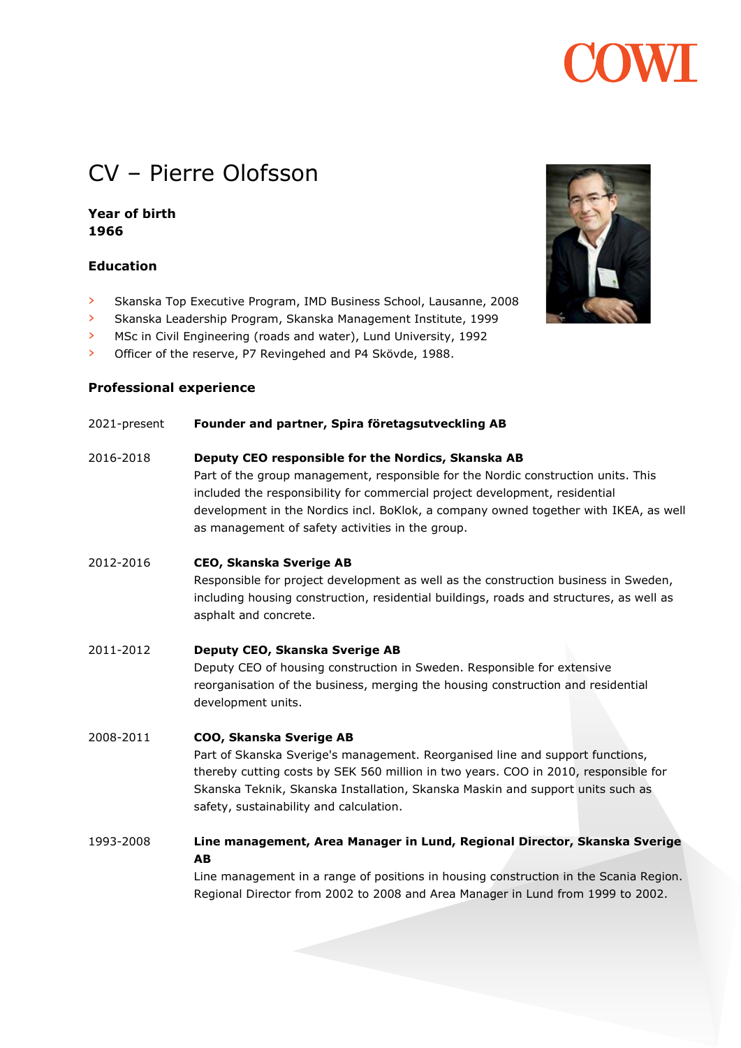# CV – Pierre Olofsson

**Year of birth**
**1966**

### Education

- Skanska Top Executive Program, IMD Business School, Lausanne, 2008
- Skanska Leadership Program, Skanska Management Institute, 1999
- MSc in Civil Engineering (roads and water), Lund University, 1992
- Officer of the reserve, P7 Revingehed and P4 Skövde, 1988.

### Professional experience

2021-present **Founder and partner, Spira företagsutveckling AB**

2016-2018 **Deputy CEO responsible for the Nordics, Skanska AB**
Part of the group management, responsible for the Nordic construction units. This included the responsibility for commercial project development, residential development in the Nordics incl. BoKlok, a company owned together with IKEA, as well as management of safety activities in the group.

2012-2016 **CEO, Skanska Sverige AB**
Responsible for project development as well as the construction business in Sweden, including housing construction, residential buildings, roads and structures, as well as asphalt and concrete.

2011-2012 **Deputy CEO, Skanska Sverige AB**
Deputy CEO of housing construction in Sweden. Responsible for extensive reorganisation of the business, merging the housing construction and residential development units.

2008-2011 **COO, Skanska Sverige AB**
Part of Skanska Sverige's management. Reorganised line and support functions, thereby cutting costs by SEK 560 million in two years. COO in 2010, responsible for Skanska Teknik, Skanska Installation, Skanska Maskin and support units such as safety, sustainability and calculation.

1993-2008 **Line management, Area Manager in Lund, Regional Director, Skanska Sverige AB**
Line management in a range of positions in housing construction in the Scania Region. Regional Director from 2002 to 2008 and Area Manager in Lund from 1999 to 2002.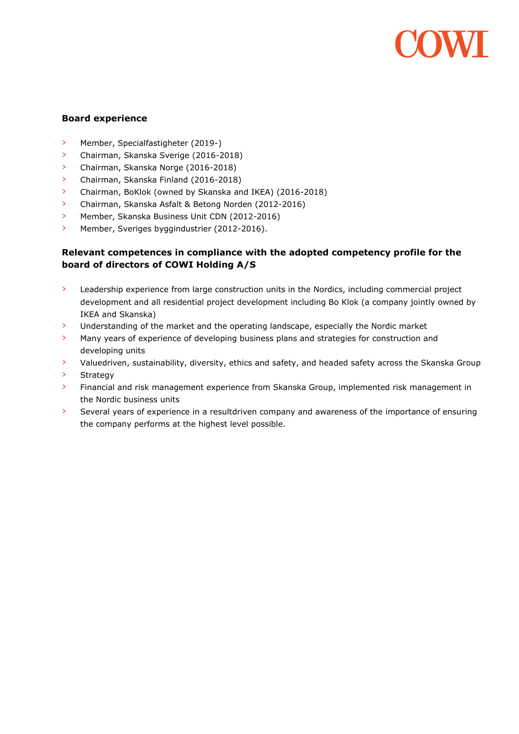## Board experience

- Member, Specialfastigheter (2019-)
- Chairman, Skanska Sverige (2016-2018)
- Chairman, Skanska Norge (2016-2018)
- Chairman, Skanska Finland (2016-2018)
- Chairman, BoKlok (owned by Skanska and IKEA) (2016-2018)
- Chairman, Skanska Asfalt & Betong Norden (2012-2016)
- Member, Skanska Business Unit CDN (2012-2016)
- Member, Sveriges byggindustrier (2012-2016).

## Relevant competences in compliance with the adopted competency profile for the board of directors of COWI Holding A/S

- Leadership experience from large construction units in the Nordics, including commercial project development and all residential project development including Bo Klok (a company jointly owned by IKEA and Skanska)
- Understanding of the market and the operating landscape, especially the Nordic market
- Many years of experience of developing business plans and strategies for construction and developing units
- Valuedriven, sustainability, diversity, ethics and safety, and headed safety across the Skanska Group
- Strategy
- Financial and risk management experience from Skanska Group, implemented risk management in the Nordic business units
- Several years of experience in a resultdriven company and awareness of the importance of ensuring the company performs at the highest level possible.